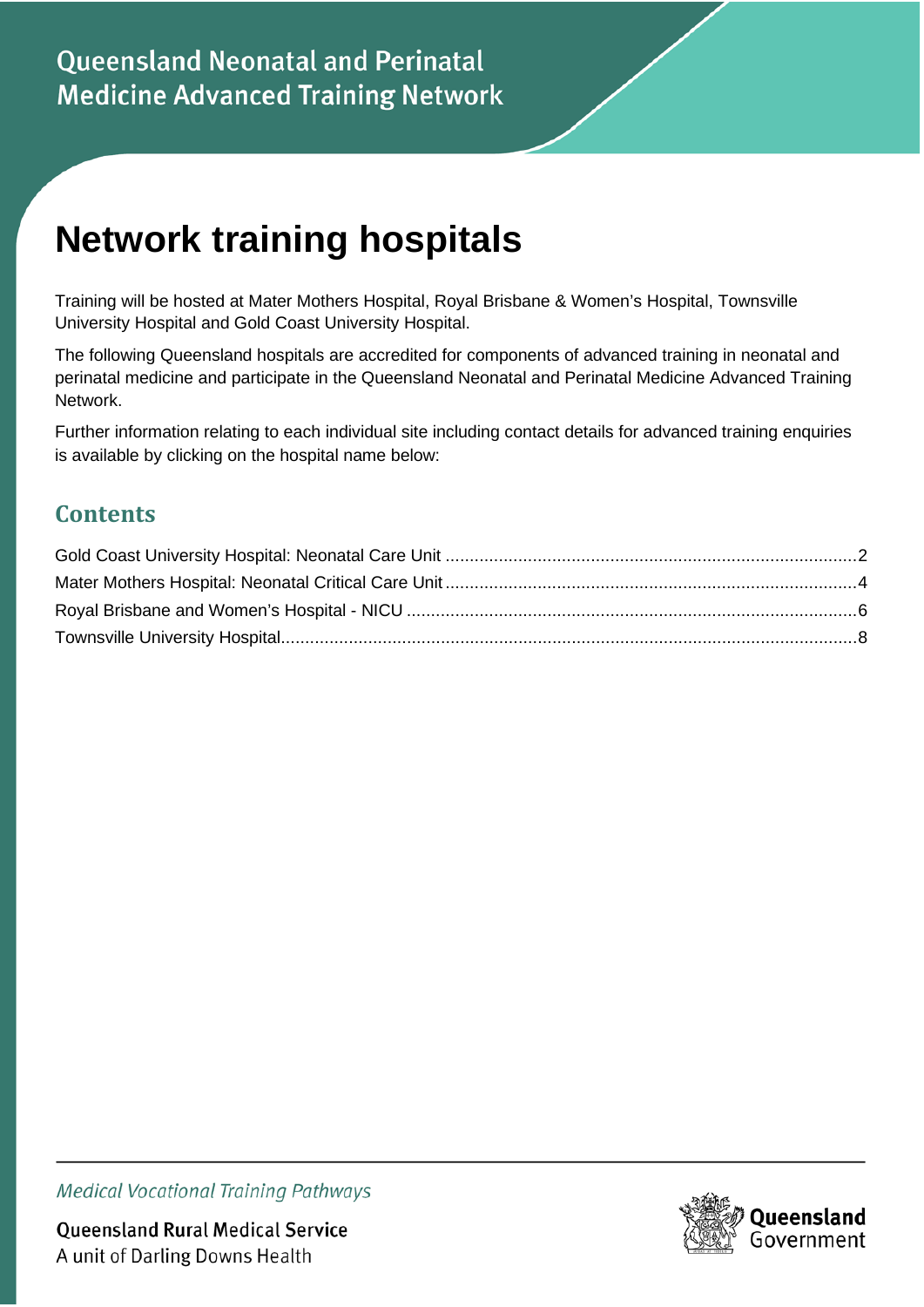Queensland Neonatal and Perinatal Medicine Advanced Training Network

# Network training hospitals

Training will be hosted at Mater Mothers Hospital, Royal Brisbane & Women's Hospital, Townsville University Hospital and Gold Coast University Hospital.

The following Queensland hospitals are accredited for components of advanced training in neonatal and perinatal medicine and participate in the Queensland Neonatal and Perinatal Medicine Advanced Training Network.

Further information relating to each individual site including contact details for advanced training enquiries is available by clicking on the hospital name below:

## Contents

Gold Coast University Hospital: Neonatal Care Unit .......... 2
Mater Mothers Hospital: Neonatal Critical Care Unit .......... 4
Royal Brisbane and Women's Hospital - NICU .......... 6
Townsville University Hospital .......... 8

*Medical Vocational Training Pathways*

Queensland Rural Medical Service
A unit of Darling Downs Health

Queensland Government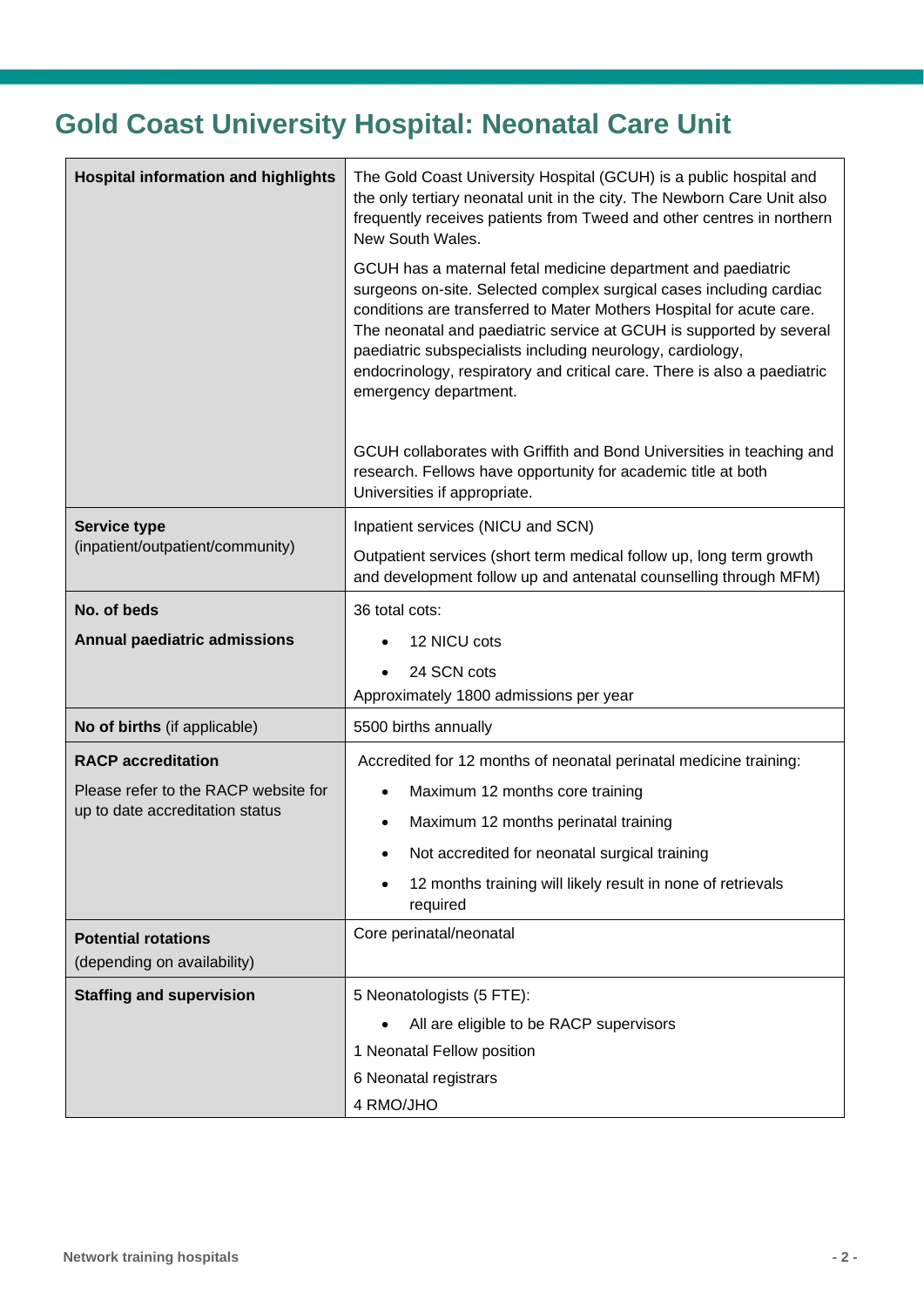# Gold Coast University Hospital: Neonatal Care Unit

| | |
|---|---|
| **Hospital information and highlights** | The Gold Coast University Hospital (GCUH) is a public hospital and the only tertiary neonatal unit in the city. The Newborn Care Unit also frequently receives patients from Tweed and other centres in northern New South Wales.<br><br>GCUH has a maternal fetal medicine department and paediatric surgeons on-site. Selected complex surgical cases including cardiac conditions are transferred to Mater Mothers Hospital for acute care. The neonatal and paediatric service at GCUH is supported by several paediatric subspecialists including neurology, cardiology, endocrinology, respiratory and critical care. There is also a paediatric emergency department.<br><br>GCUH collaborates with Griffith and Bond Universities in teaching and research. Fellows have opportunity for academic title at both Universities if appropriate. |
| **Service type** (inpatient/outpatient/community) | Inpatient services (NICU and SCN)<br><br>Outpatient services (short term medical follow up, long term growth and development follow up and antenatal counselling through MFM) |
| **No. of beds**<br><br>**Annual paediatric admissions** | 36 total cots:<br>• 12 NICU cots<br>• 24 SCN cots<br>Approximately 1800 admissions per year |
| **No of births** (if applicable) | 5500 births annually |
| **RACP accreditation**<br><br>Please refer to the RACP website for up to date accreditation status | Accredited for 12 months of neonatal perinatal medicine training:<br>• Maximum 12 months core training<br>• Maximum 12 months perinatal training<br>• Not accredited for neonatal surgical training<br>• 12 months training will likely result in none of retrievals required |
| **Potential rotations** (depending on availability) | Core perinatal/neonatal |
| **Staffing and supervision** | 5 Neonatologists (5 FTE):<br>• All are eligible to be RACP supervisors<br>1 Neonatal Fellow position<br>6 Neonatal registrars<br>4 RMO/JHO |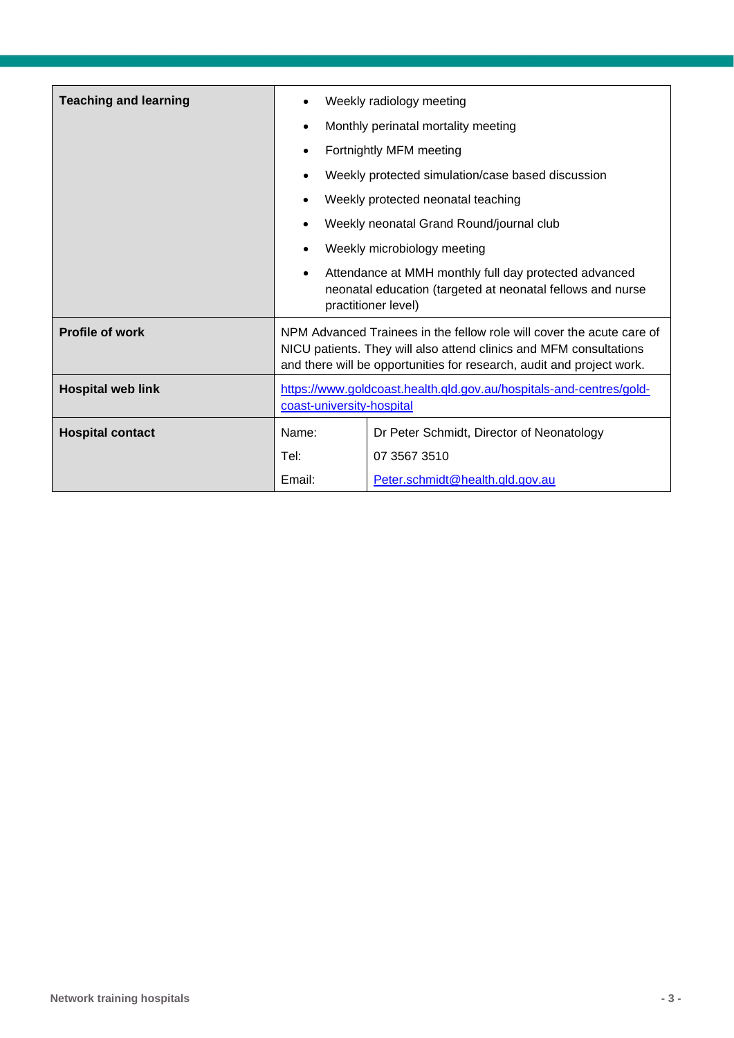| | | |
|---|---|---|
| **Teaching and learning** | • Weekly radiology meeting<br>• Monthly perinatal mortality meeting<br>• Fortnightly MFM meeting<br>• Weekly protected simulation/case based discussion<br>• Weekly protected neonatal teaching<br>• Weekly neonatal Grand Round/journal club<br>• Weekly microbiology meeting<br>• Attendance at MMH monthly full day protected advanced neonatal education (targeted at neonatal fellows and nurse practitioner level) | |
| **Profile of work** | NPM Advanced Trainees in the fellow role will cover the acute care of NICU patients. They will also attend clinics and MFM consultations and there will be opportunities for research, audit and project work. | |
| **Hospital web link** | https://www.goldcoast.health.qld.gov.au/hospitals-and-centres/gold-coast-university-hospital | |
| **Hospital contact** | Name: | Dr Peter Schmidt, Director of Neonatology |
| | Tel: | 07 3567 3510 |
| | Email: | Peter.schmidt@health.qld.gov.au |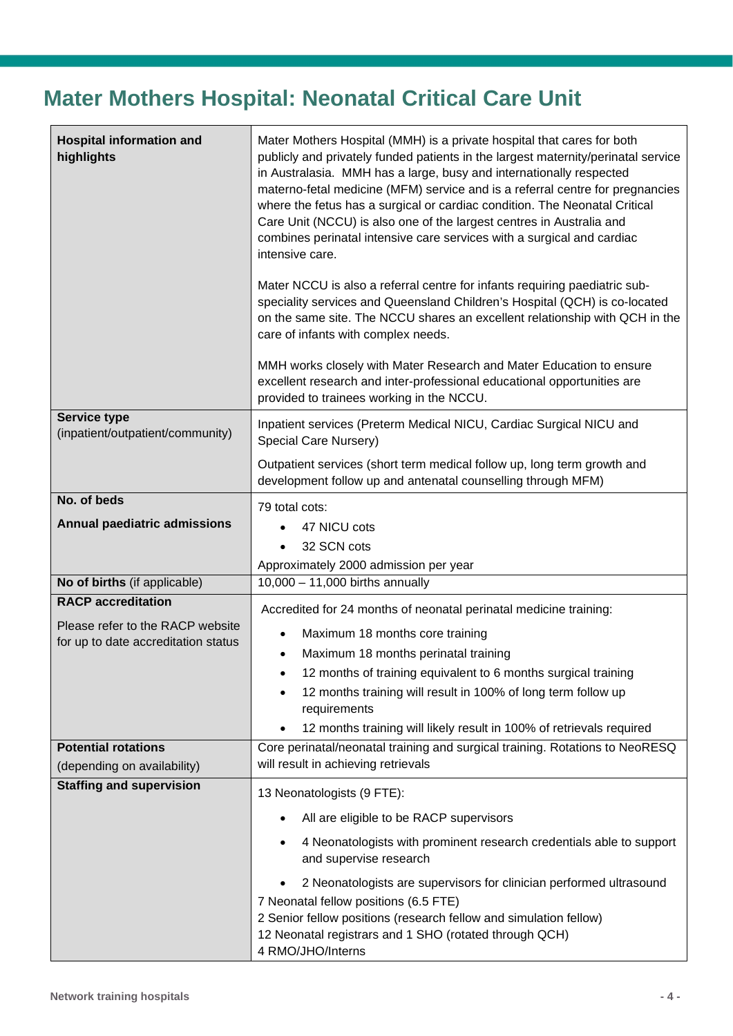# Mater Mothers Hospital: Neonatal Critical Care Unit

| | |
|---|---|
| **Hospital information and highlights** | Mater Mothers Hospital (MMH) is a private hospital that cares for both publicly and privately funded patients in the largest maternity/perinatal service in Australasia. MMH has a large, busy and internationally respected materno-fetal medicine (MFM) service and is a referral centre for pregnancies where the fetus has a surgical or cardiac condition. The Neonatal Critical Care Unit (NCCU) is also one of the largest centres in Australia and combines perinatal intensive care services with a surgical and cardiac intensive care.<br><br>Mater NCCU is also a referral centre for infants requiring paediatric sub-speciality services and Queensland Children's Hospital (QCH) is co-located on the same site. The NCCU shares an excellent relationship with QCH in the care of infants with complex needs.<br><br>MMH works closely with Mater Research and Mater Education to ensure excellent research and inter-professional educational opportunities are provided to trainees working in the NCCU. |
| **Service type** (inpatient/outpatient/community) | Inpatient services (Preterm Medical NICU, Cardiac Surgical NICU and Special Care Nursery)<br><br>Outpatient services (short term medical follow up, long term growth and development follow up and antenatal counselling through MFM) |
| **No. of beds**<br><br>**Annual paediatric admissions** | 79 total cots:<br>• 47 NICU cots<br>• 32 SCN cots<br>Approximately 2000 admission per year |
| **No of births** (if applicable) | 10,000 – 11,000 births annually |
| **RACP accreditation**<br><br>Please refer to the RACP website for up to date accreditation status | Accredited for 24 months of neonatal perinatal medicine training:<br>• Maximum 18 months core training<br>• Maximum 18 months perinatal training<br>• 12 months of training equivalent to 6 months surgical training<br>• 12 months training will result in 100% of long term follow up requirements<br>• 12 months training will likely result in 100% of retrievals required |
| **Potential rotations**<br><br>(depending on availability) | Core perinatal/neonatal training and surgical training. Rotations to NeoRESQ will result in achieving retrievals |
| **Staffing and supervision** | 13 Neonatologists (9 FTE):<br>• All are eligible to be RACP supervisors<br>• 4 Neonatologists with prominent research credentials able to support and supervise research<br>• 2 Neonatologists are supervisors for clinician performed ultrasound<br>7 Neonatal fellow positions (6.5 FTE)<br>2 Senior fellow positions (research fellow and simulation fellow)<br>12 Neonatal registrars and 1 SHO (rotated through QCH)<br>4 RMO/JHO/Interns |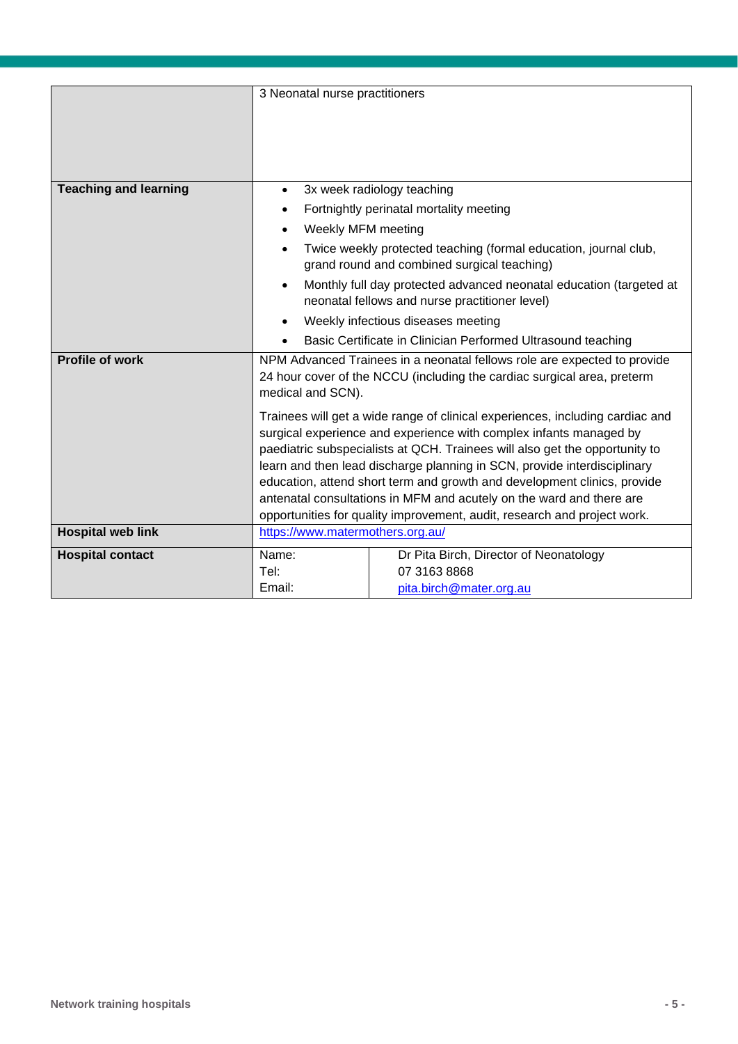| | |
|---|---|
| | 3 Neonatal nurse practitioners |
| **Teaching and learning** | • 3x week radiology teaching<br>• Fortnightly perinatal mortality meeting<br>• Weekly MFM meeting<br>• Twice weekly protected teaching (formal education, journal club, grand round and combined surgical teaching)<br>• Monthly full day protected advanced neonatal education (targeted at neonatal fellows and nurse practitioner level)<br>• Weekly infectious diseases meeting<br>• Basic Certificate in Clinician Performed Ultrasound teaching |
| **Profile of work** | NPM Advanced Trainees in a neonatal fellows role are expected to provide 24 hour cover of the NCCU (including the cardiac surgical area, preterm medical and SCN).<br><br>Trainees will get a wide range of clinical experiences, including cardiac and surgical experience and experience with complex infants managed by paediatric subspecialists at QCH. Trainees will also get the opportunity to learn and then lead discharge planning in SCN, provide interdisciplinary education, attend short term and growth and development clinics, provide antenatal consultations in MFM and acutely on the ward and there are opportunities for quality improvement, audit, research and project work. |
| **Hospital web link** | https://www.matermothers.org.au/ |
| **Hospital contact** | Name: Dr Pita Birch, Director of Neonatology<br>Tel: 07 3163 8868<br>Email: pita.birch@mater.org.au |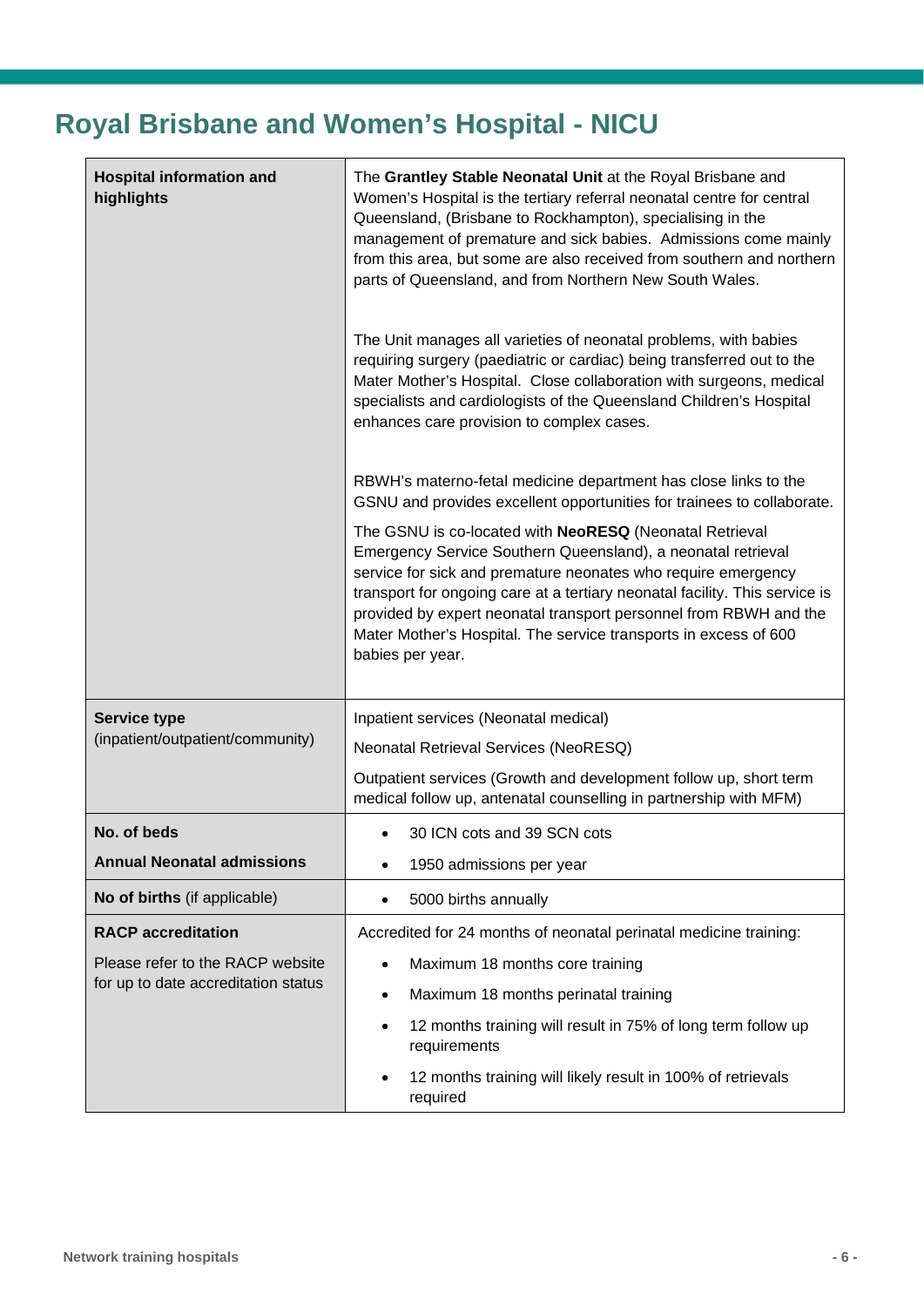# Royal Brisbane and Women's Hospital - NICU

| | |
|---|---|
| **Hospital information and highlights** | The **Grantley Stable Neonatal Unit** at the Royal Brisbane and Women's Hospital is the tertiary referral neonatal centre for central Queensland, (Brisbane to Rockhampton), specialising in the management of premature and sick babies. Admissions come mainly from this area, but some are also received from southern and northern parts of Queensland, and from Northern New South Wales.<br><br>The Unit manages all varieties of neonatal problems, with babies requiring surgery (paediatric or cardiac) being transferred out to the Mater Mother's Hospital. Close collaboration with surgeons, medical specialists and cardiologists of the Queensland Children's Hospital enhances care provision to complex cases.<br><br>RBWH's materno-fetal medicine department has close links to the GSNU and provides excellent opportunities for trainees to collaborate.<br><br>The GSNU is co-located with **NeoRESQ** (Neonatal Retrieval Emergency Service Southern Queensland), a neonatal retrieval service for sick and premature neonates who require emergency transport for ongoing care at a tertiary neonatal facility. This service is provided by expert neonatal transport personnel from RBWH and the Mater Mother's Hospital. The service transports in excess of 600 babies per year. |
| **Service type** (inpatient/outpatient/community) | Inpatient services (Neonatal medical)<br><br>Neonatal Retrieval Services (NeoRESQ)<br><br>Outpatient services (Growth and development follow up, short term medical follow up, antenatal counselling in partnership with MFM) |
| **No. of beds**<br><br>**Annual Neonatal admissions** | • 30 ICN cots and 39 SCN cots<br>• 1950 admissions per year |
| **No of births** (if applicable) | • 5000 births annually |
| **RACP accreditation**<br><br>Please refer to the RACP website for up to date accreditation status | Accredited for 24 months of neonatal perinatal medicine training:<br>• Maximum 18 months core training<br>• Maximum 18 months perinatal training<br>• 12 months training will result in 75% of long term follow up requirements<br>• 12 months training will likely result in 100% of retrievals required |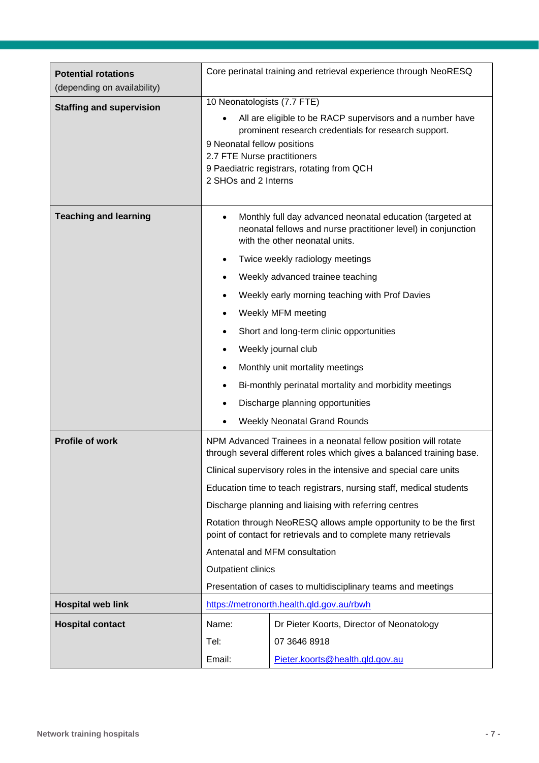| | |
|---|---|
| **Potential rotations** (depending on availability) | Core perinatal training and retrieval experience through NeoRESQ |
| **Staffing and supervision** | 10 Neonatologists (7.7 FTE)<br>• All are eligible to be RACP supervisors and a number have prominent research credentials for research support.<br>9 Neonatal fellow positions<br>2.7 FTE Nurse practitioners<br>9 Paediatric registrars, rotating from QCH<br>2 SHOs and 2 Interns |
| **Teaching and learning** | • Monthly full day advanced neonatal education (targeted at neonatal fellows and nurse practitioner level) in conjunction with the other neonatal units.<br>• Twice weekly radiology meetings<br>• Weekly advanced trainee teaching<br>• Weekly early morning teaching with Prof Davies<br>• Weekly MFM meeting<br>• Short and long-term clinic opportunities<br>• Weekly journal club<br>• Monthly unit mortality meetings<br>• Bi-monthly perinatal mortality and morbidity meetings<br>• Discharge planning opportunities<br>• Weekly Neonatal Grand Rounds |
| **Profile of work** | NPM Advanced Trainees in a neonatal fellow position will rotate through several different roles which gives a balanced training base.<br>Clinical supervisory roles in the intensive and special care units<br>Education time to teach registrars, nursing staff, medical students<br>Discharge planning and liaising with referring centres<br>Rotation through NeoRESQ allows ample opportunity to be the first point of contact for retrievals and to complete many retrievals<br>Antenatal and MFM consultation<br>Outpatient clinics<br>Presentation of cases to multidisciplinary teams and meetings |
| **Hospital web link** | https://metronorth.health.qld.gov.au/rbwh |
| **Hospital contact** | Name: Dr Pieter Koorts, Director of Neonatology<br>Tel: 07 3646 8918<br>Email: Pieter.koorts@health.qld.gov.au |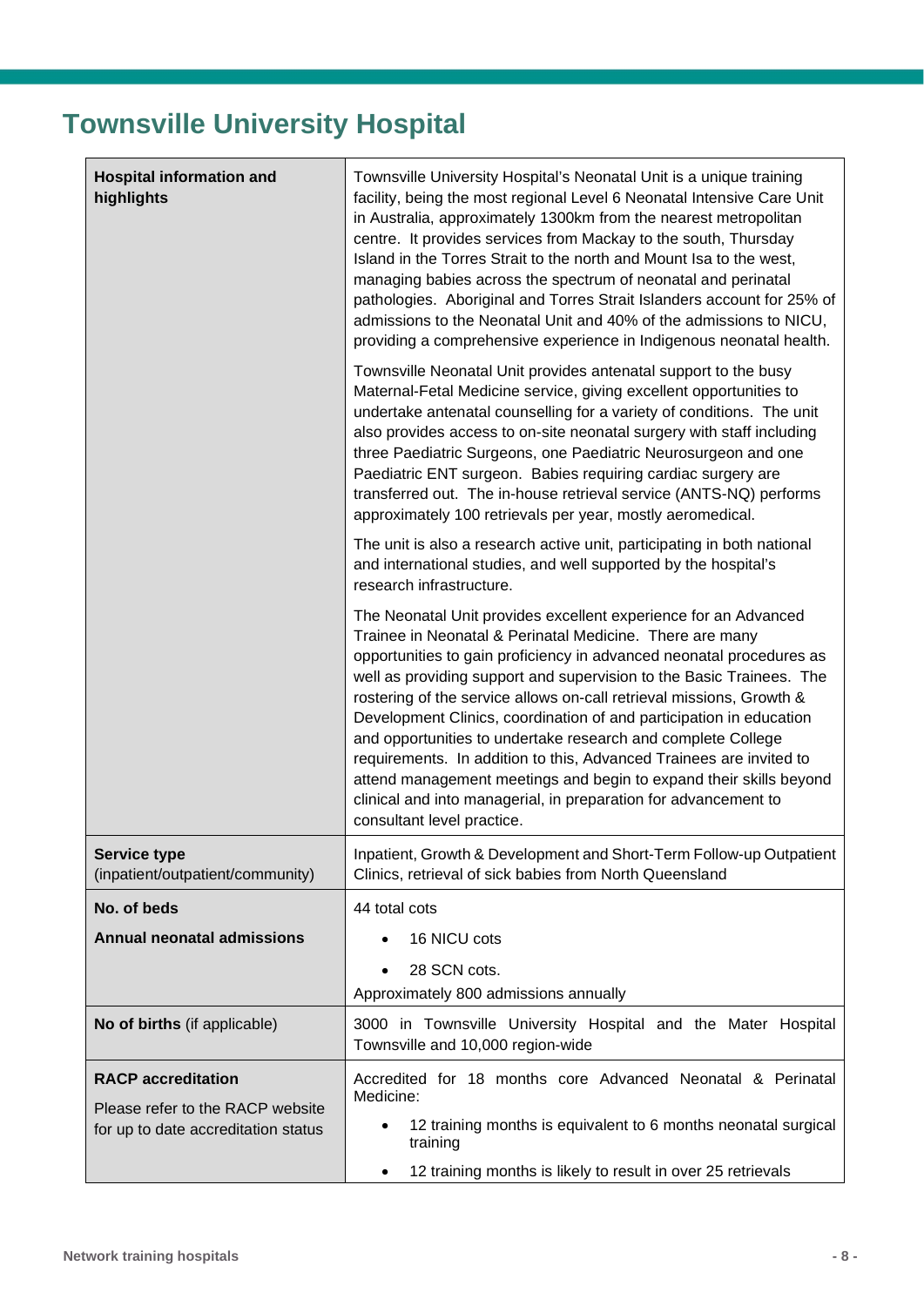# Townsville University Hospital

| Hospital information and highlights | Townsville University Hospital's Neonatal Unit is a unique training facility, being the most regional Level 6 Neonatal Intensive Care Unit in Australia, approximately 1300km from the nearest metropolitan centre. It provides services from Mackay to the south, Thursday Island in the Torres Strait to the north and Mount Isa to the west, managing babies across the spectrum of neonatal and perinatal pathologies. Aboriginal and Torres Strait Islanders account for 25% of admissions to the Neonatal Unit and 40% of the admissions to NICU, providing a comprehensive experience in Indigenous neonatal health.<br><br>Townsville Neonatal Unit provides antenatal support to the busy Maternal-Fetal Medicine service, giving excellent opportunities to undertake antenatal counselling for a variety of conditions. The unit also provides access to on-site neonatal surgery with staff including three Paediatric Surgeons, one Paediatric Neurosurgeon and one Paediatric ENT surgeon. Babies requiring cardiac surgery are transferred out. The in-house retrieval service (ANTS-NQ) performs approximately 100 retrievals per year, mostly aeromedical.<br><br>The unit is also a research active unit, participating in both national and international studies, and well supported by the hospital's research infrastructure.<br><br>The Neonatal Unit provides excellent experience for an Advanced Trainee in Neonatal & Perinatal Medicine. There are many opportunities to gain proficiency in advanced neonatal procedures as well as providing support and supervision to the Basic Trainees. The rostering of the service allows on-call retrieval missions, Growth & Development Clinics, coordination of and participation in education and opportunities to undertake research and complete College requirements. In addition to this, Advanced Trainees are invited to attend management meetings and begin to expand their skills beyond clinical and into managerial, in preparation for advancement to consultant level practice. |
|---|---|
| **Service type** (inpatient/outpatient/community) | Inpatient, Growth & Development and Short-Term Follow-up Outpatient Clinics, retrieval of sick babies from North Queensland |
| **No. of beds**<br><br>**Annual neonatal admissions** | 44 total cots<br><br>• 16 NICU cots<br>• 28 SCN cots.<br><br>Approximately 800 admissions annually |
| **No of births** (if applicable) | 3000 in Townsville University Hospital and the Mater Hospital Townsville and 10,000 region-wide |
| **RACP accreditation**<br><br>Please refer to the RACP website for up to date accreditation status | Accredited for 18 months core Advanced Neonatal & Perinatal Medicine:<br><br>• 12 training months is equivalent to 6 months neonatal surgical training<br>• 12 training months is likely to result in over 25 retrievals |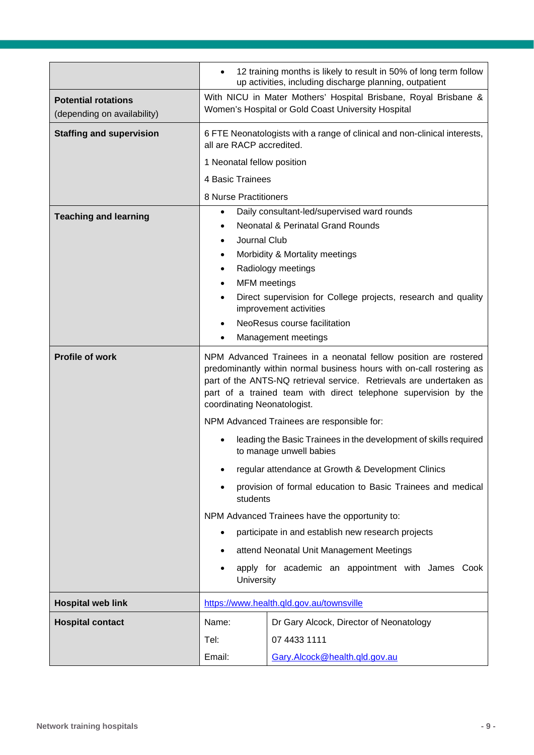| | |
|---|---|
| | • 12 training months is likely to result in 50% of long term follow up activities, including discharge planning, outpatient |
| **Potential rotations** (depending on availability) | With NICU in Mater Mothers' Hospital Brisbane, Royal Brisbane & Women's Hospital or Gold Coast University Hospital |
| **Staffing and supervision** | 6 FTE Neonatologists with a range of clinical and non-clinical interests, all are RACP accredited.<br>1 Neonatal fellow position<br>4 Basic Trainees<br>8 Nurse Practitioners |
| **Teaching and learning** | • Daily consultant-led/supervised ward rounds<br>• Neonatal & Perinatal Grand Rounds<br>• Journal Club<br>• Morbidity & Mortality meetings<br>• Radiology meetings<br>• MFM meetings<br>• Direct supervision for College projects, research and quality improvement activities<br>• NeoResus course facilitation<br>• Management meetings |
| **Profile of work** | NPM Advanced Trainees in a neonatal fellow position are rostered predominantly within normal business hours with on-call rostering as part of the ANTS-NQ retrieval service. Retrievals are undertaken as part of a trained team with direct telephone supervision by the coordinating Neonatologist.<br>NPM Advanced Trainees are responsible for:<br>• leading the Basic Trainees in the development of skills required to manage unwell babies<br>• regular attendance at Growth & Development Clinics<br>• provision of formal education to Basic Trainees and medical students<br>NPM Advanced Trainees have the opportunity to:<br>• participate in and establish new research projects<br>• attend Neonatal Unit Management Meetings<br>• apply for academic an appointment with James Cook University |
| **Hospital web link** | https://www.health.qld.gov.au/townsville |
| **Hospital contact** | Name: Dr Gary Alcock, Director of Neonatology<br>Tel: 07 4433 1111<br>Email: Gary.Alcock@health.qld.gov.au |